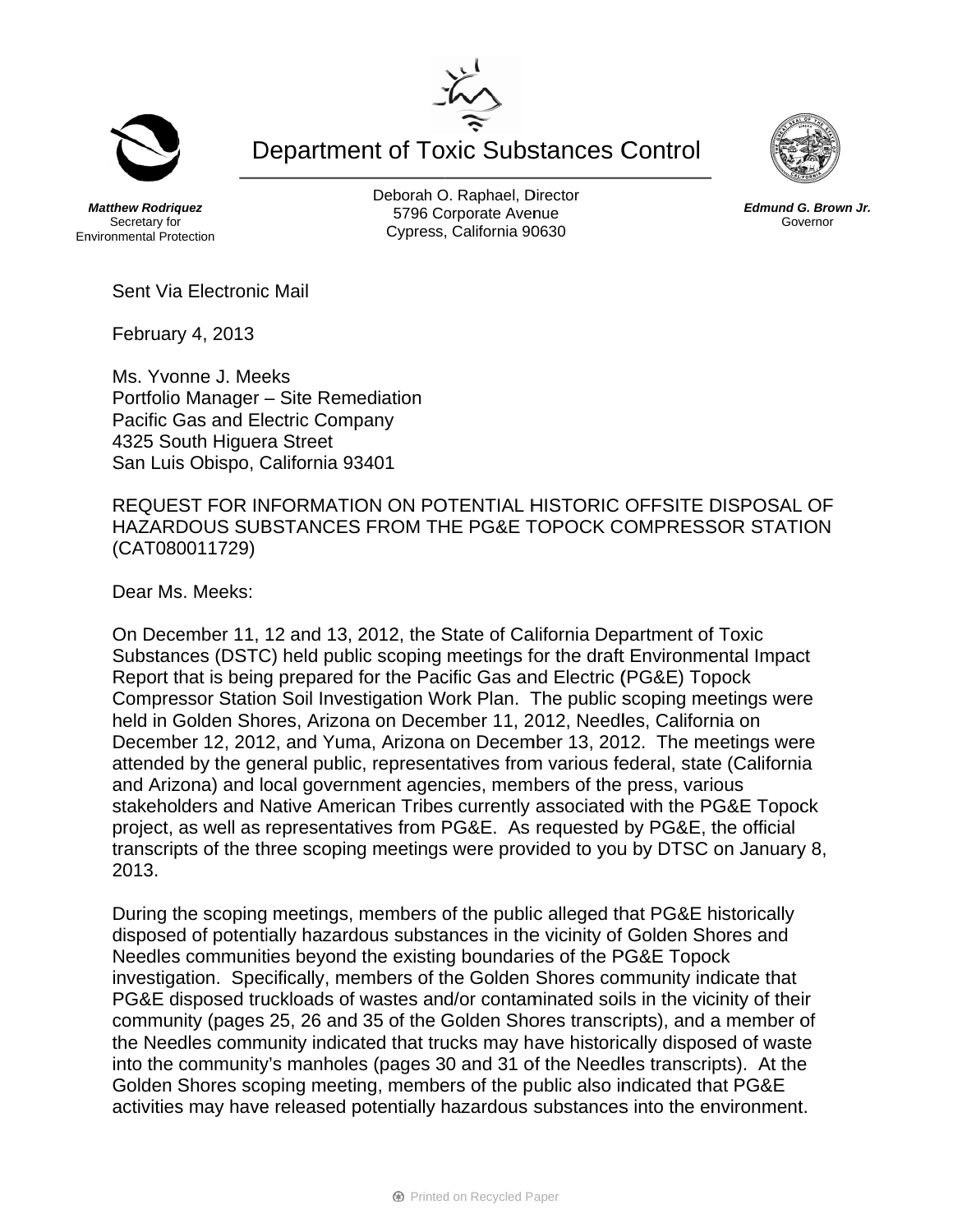# Department of Toxic Substances Control

**_Matthew Rodriquez_**
Secretary for
Environmental Protection

Deborah O. Raphael, Director
5796 Corporate Avenue
Cypress, California 90630

**_Edmund G. Brown Jr._**
Governor

Sent Via Electronic Mail

February 4, 2013

Ms. Yvonne J. Meeks
Portfolio Manager – Site Remediation
Pacific Gas and Electric Company
4325 South Higuera Street
San Luis Obispo, California 93401

REQUEST FOR INFORMATION ON POTENTIAL HISTORIC OFFSITE DISPOSAL OF HAZARDOUS SUBSTANCES FROM THE PG&E TOPOCK COMPRESSOR STATION (CAT080011729)

Dear Ms. Meeks:

On December 11, 12 and 13, 2012, the State of California Department of Toxic Substances (DSTC) held public scoping meetings for the draft Environmental Impact Report that is being prepared for the Pacific Gas and Electric (PG&E) Topock Compressor Station Soil Investigation Work Plan. The public scoping meetings were held in Golden Shores, Arizona on December 11, 2012, Needles, California on December 12, 2012, and Yuma, Arizona on December 13, 2012. The meetings were attended by the general public, representatives from various federal, state (California and Arizona) and local government agencies, members of the press, various stakeholders and Native American Tribes currently associated with the PG&E Topock project, as well as representatives from PG&E. As requested by PG&E, the official transcripts of the three scoping meetings were provided to you by DTSC on January 8, 2013.

During the scoping meetings, members of the public alleged that PG&E historically disposed of potentially hazardous substances in the vicinity of Golden Shores and Needles communities beyond the existing boundaries of the PG&E Topock investigation. Specifically, members of the Golden Shores community indicate that PG&E disposed truckloads of wastes and/or contaminated soils in the vicinity of their community (pages 25, 26 and 35 of the Golden Shores transcripts), and a member of the Needles community indicated that trucks may have historically disposed of waste into the community's manholes (pages 30 and 31 of the Needles transcripts). At the Golden Shores scoping meeting, members of the public also indicated that PG&E activities may have released potentially hazardous substances into the environment.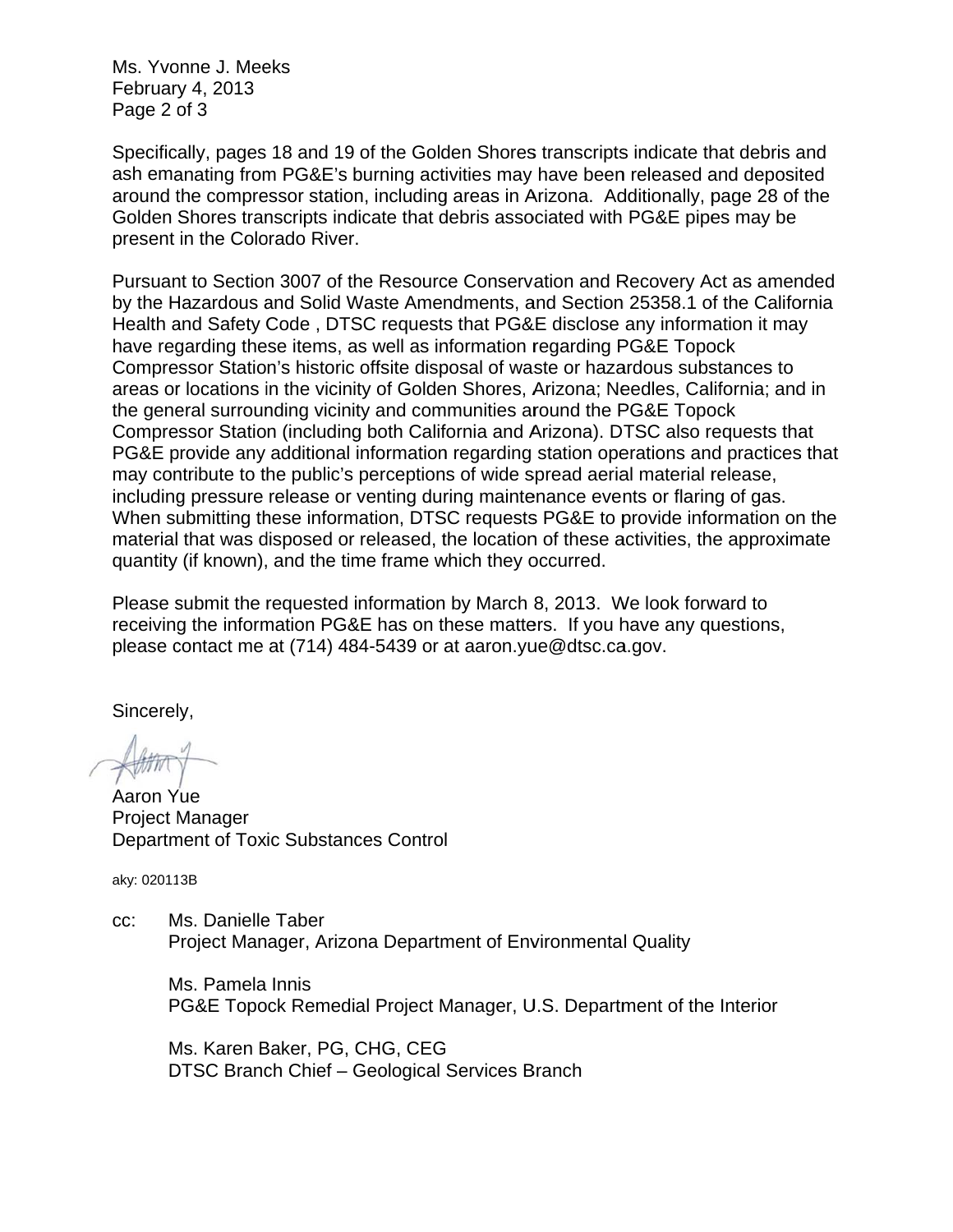Specifically, pages 18 and 19 of the Golden Shores transcripts indicate that debris and ash emanating from PG&E's burning activities may have been released and deposited around the compressor station, including areas in Arizona. Additionally, page 28 of the Golden Shores transcripts indicate that debris associated with PG&E pipes may be present in the Colorado River.

Pursuant to Section 3007 of the Resource Conservation and Recovery Act as amended by the Hazardous and Solid Waste Amendments, and Section 25358.1 of the California Health and Safety Code , DTSC requests that PG&E disclose any information it may have regarding these items, as well as information regarding PG&E Topock Compressor Station's historic offsite disposal of waste or hazardous substances to areas or locations in the vicinity of Golden Shores, Arizona; Needles, California; and in the general surrounding vicinity and communities around the PG&E Topock Compressor Station (including both California and Arizona). DTSC also requests that PG&E provide any additional information regarding station operations and practices that may contribute to the public's perceptions of wide spread aerial material release, including pressure release or venting during maintenance events or flaring of gas. When submitting these information, DTSC requests PG&E to provide information on the material that was disposed or released, the location of these activities, the approximate quantity (if known), and the time frame which they occurred.

Please submit the requested information by March 8, 2013. We look forward to receiving the information PG&E has on these matters. If you have any questions, please contact me at (714) 484-5439 or at aaron.yue@dtsc.ca.gov.

Sincerely,

Aaron Yue
Project Manager
Department of Toxic Substances Control

aky: 020113B

cc: Ms. Danielle Taber
Project Manager, Arizona Department of Environmental Quality

Ms. Pamela Innis
PG&E Topock Remedial Project Manager, U.S. Department of the Interior

Ms. Karen Baker, PG, CHG, CEG
DTSC Branch Chief – Geological Services Branch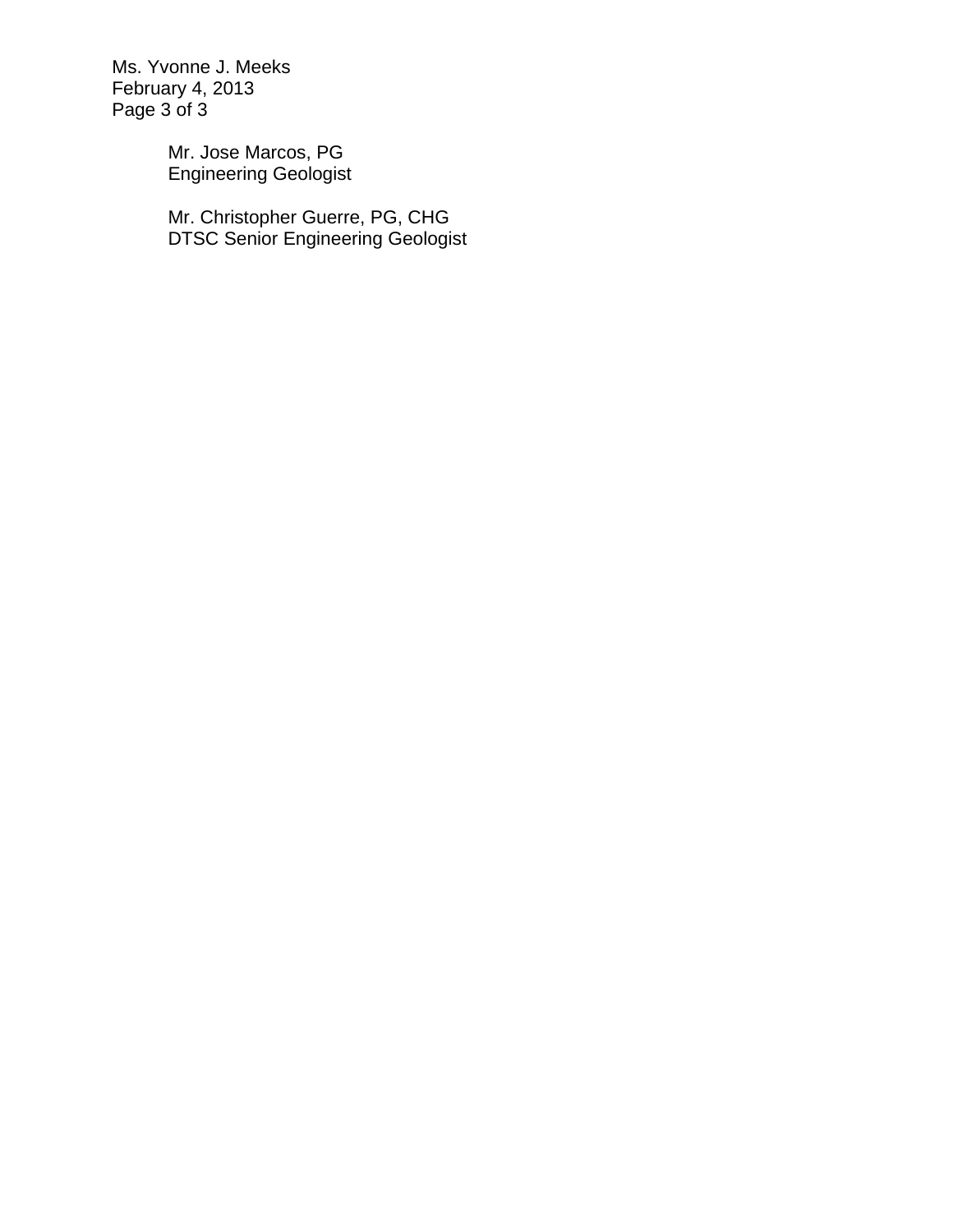Mr. Jose Marcos, PG
Engineering Geologist

Mr. Christopher Guerre, PG, CHG
DTSC Senior Engineering Geologist